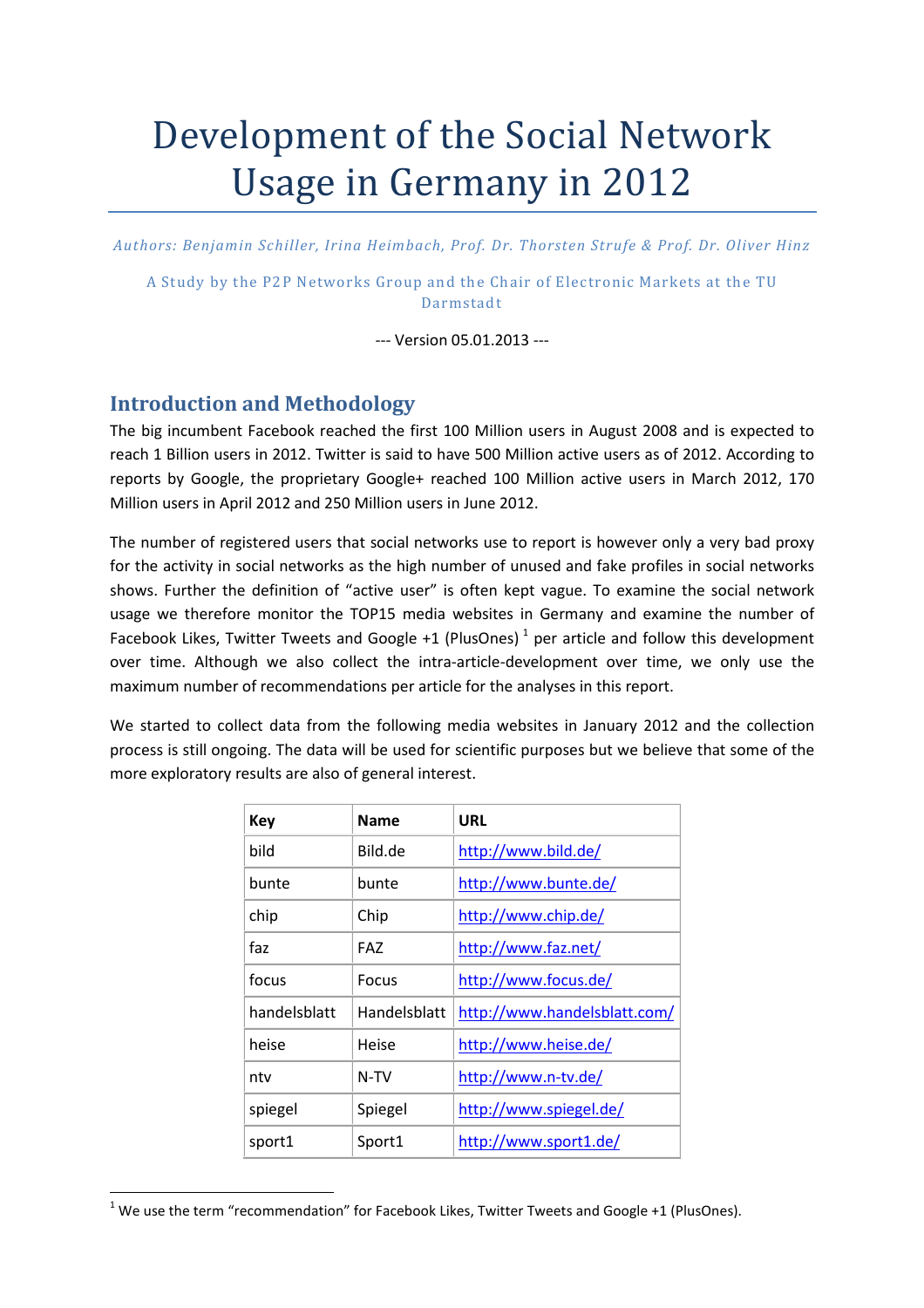# Development of the Social Network Usage in Germany in 2012

*Authors: Benjamin Schiller, Irina Heimbach, Prof. Dr. Thorsten Strufe & Prof. Dr. Oliver Hinz*

A Study by the P2P Networks Group and the Chair of Electronic Markets at the TU Darmstadt

--- Version 05.01.2013 ---

## Introduction and Methodology

The big incumbent Facebook reached the first 100 Million users in August 2008 and is expected to reach 1 Billion users in 2012. Twitter is said to have 500 Million active users as of 2012. According to reports by Google, the proprietary Google+ reached 100 Million active users in March 2012, 170 Million users in April 2012 and 250 Million users in June 2012.

The number of registered users that social networks use to report is however only a very bad proxy for the activity in social networks as the high number of unused and fake profiles in social networks shows. Further the definition of "active user" is often kept vague. To examine the social network usage we therefore monitor the TOP15 media websites in Germany and examine the number of Facebook Likes, Twitter Tweets and Google +1 (PlusOnes) [1] per article and follow this development over time. Although we also collect the intra-article-development over time, we only use the maximum number of recommendations per article for the analyses in this report.

We started to collect data from the following media websites in January 2012 and the collection process is still ongoing. The data will be used for scientific purposes but we believe that some of the more exploratory results are also of general interest.

| Key | Name | URL |
|---|---|---|
| bild | Bild.de | http://www.bild.de/ |
| bunte | bunte | http://www.bunte.de/ |
| chip | Chip | http://www.chip.de/ |
| faz | FAZ | http://www.faz.net/ |
| focus | Focus | http://www.focus.de/ |
| handelsblatt | Handelsblatt | http://www.handelsblatt.com/ |
| heise | Heise | http://www.heise.de/ |
| ntv | N-TV | http://www.n-tv.de/ |
| spiegel | Spiegel | http://www.spiegel.de/ |
| sport1 | Sport1 | http://www.sport1.de/ |

[1] We use the term "recommendation" for Facebook Likes, Twitter Tweets and Google +1 (PlusOnes).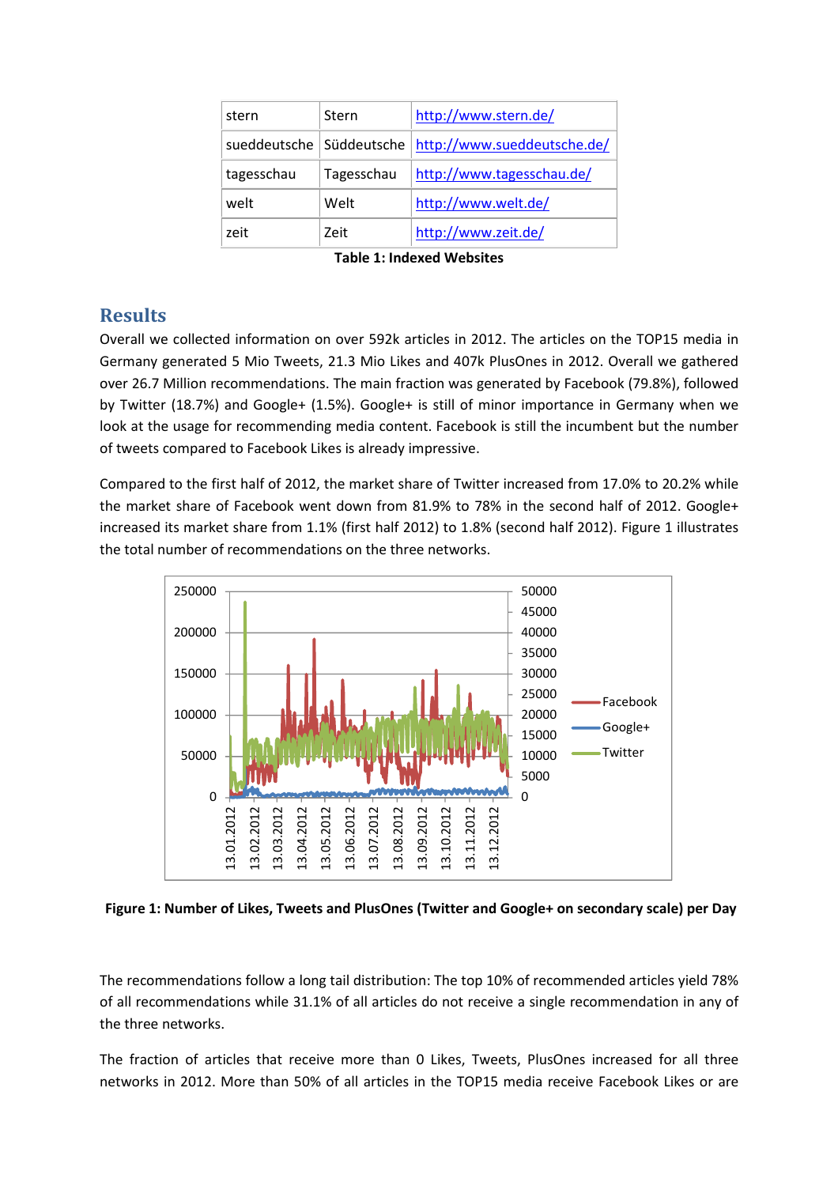| stern | Stern | http://www.stern.de/ |
|---|---|---|
| sueddeutsche | Süddeutsche | http://www.sueddeutsche.de/ |
| tagesschau | Tagesschau | http://www.tagesschau.de/ |
| welt | Welt | http://www.welt.de/ |
| zeit | Zeit | http://www.zeit.de/ |

**Table 1: Indexed Websites**

## Results

Overall we collected information on over 592k articles in 2012. The articles on the TOP15 media in Germany generated 5 Mio Tweets, 21.3 Mio Likes and 407k PlusOnes in 2012. Overall we gathered over 26.7 Million recommendations. The main fraction was generated by Facebook (79.8%), followed by Twitter (18.7%) and Google+ (1.5%). Google+ is still of minor importance in Germany when we look at the usage for recommending media content. Facebook is still the incumbent but the number of tweets compared to Facebook Likes is already impressive.

Compared to the first half of 2012, the market share of Twitter increased from 17.0% to 20.2% while the market share of Facebook went down from 81.9% to 78% in the second half of 2012. Google+ increased its market share from 1.1% (first half 2012) to 1.8% (second half 2012). Figure 1 illustrates the total number of recommendations on the three networks.

**Figure 1: Number of Likes, Tweets and PlusOnes (Twitter and Google+ on secondary scale) per Day**

The recommendations follow a long tail distribution: The top 10% of recommended articles yield 78% of all recommendations while 31.1% of all articles do not receive a single recommendation in any of the three networks.

The fraction of articles that receive more than 0 Likes, Tweets, PlusOnes increased for all three networks in 2012. More than 50% of all articles in the TOP15 media receive Facebook Likes or are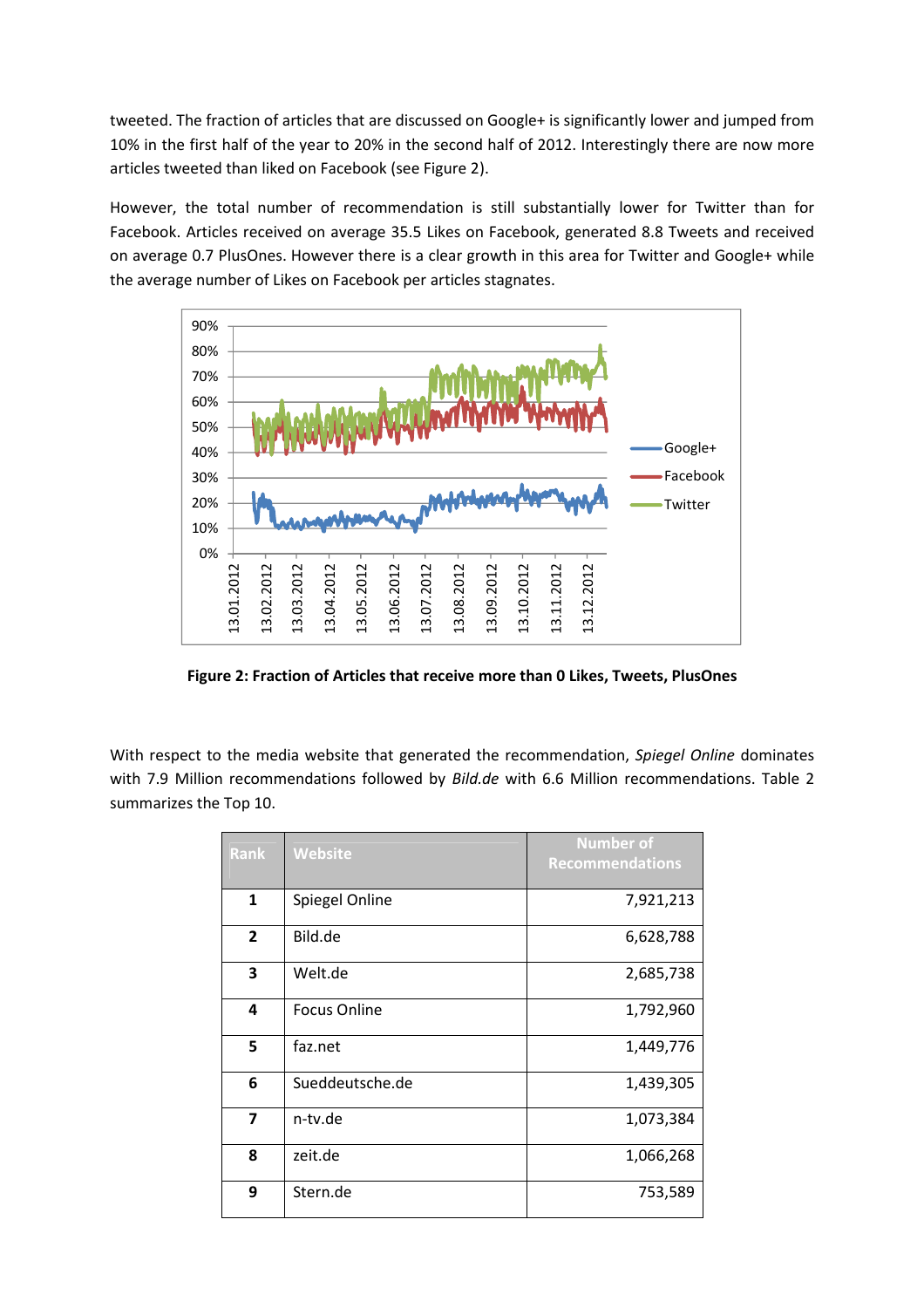tweeted. The fraction of articles that are discussed on Google+ is significantly lower and jumped from 10% in the first half of the year to 20% in the second half of 2012. Interestingly there are now more articles tweeted than liked on Facebook (see Figure 2).

However, the total number of recommendation is still substantially lower for Twitter than for Facebook. Articles received on average 35.5 Likes on Facebook, generated 8.8 Tweets and received on average 0.7 PlusOnes. However there is a clear growth in this area for Twitter and Google+ while the average number of Likes on Facebook per articles stagnates.

**Figure 2: Fraction of Articles that receive more than 0 Likes, Tweets, PlusOnes**

With respect to the media website that generated the recommendation, *Spiegel Online* dominates with 7.9 Million recommendations followed by *Bild.de* with 6.6 Million recommendations. Table 2 summarizes the Top 10.

| Rank | Website | Number of Recommendations |
|---|---|---|
| 1 | Spiegel Online | 7,921,213 |
| 2 | Bild.de | 6,628,788 |
| 3 | Welt.de | 2,685,738 |
| 4 | Focus Online | 1,792,960 |
| 5 | faz.net | 1,449,776 |
| 6 | Sueddeutsche.de | 1,439,305 |
| 7 | n-tv.de | 1,073,384 |
| 8 | zeit.de | 1,066,268 |
| 9 | Stern.de | 753,589 |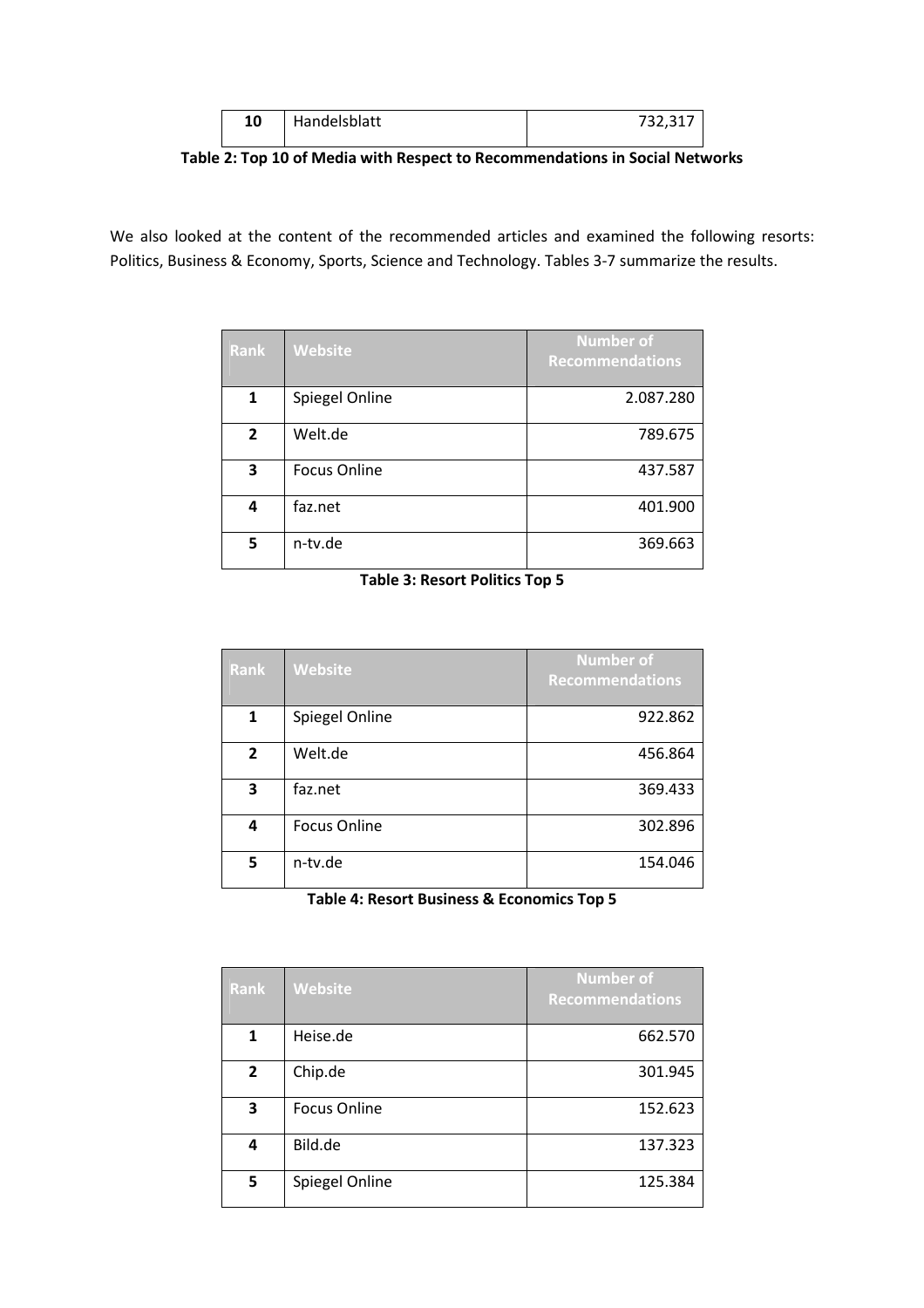| 10 | Handelsblatt | 732,317 |
|---|---|---|

**Table 2: Top 10 of Media with Respect to Recommendations in Social Networks**

We also looked at the content of the recommended articles and examined the following resorts: Politics, Business & Economy, Sports, Science and Technology. Tables 3-7 summarize the results.

| Rank | Website | Number of Recommendations |
|---|---|---|
| 1 | Spiegel Online | 2.087.280 |
| 2 | Welt.de | 789.675 |
| 3 | Focus Online | 437.587 |
| 4 | faz.net | 401.900 |
| 5 | n-tv.de | 369.663 |

**Table 3: Resort Politics Top 5**

| Rank | Website | Number of Recommendations |
|---|---|---|
| 1 | Spiegel Online | 922.862 |
| 2 | Welt.de | 456.864 |
| 3 | faz.net | 369.433 |
| 4 | Focus Online | 302.896 |
| 5 | n-tv.de | 154.046 |

**Table 4: Resort Business & Economics Top 5**

| Rank | Website | Number of Recommendations |
|---|---|---|
| 1 | Heise.de | 662.570 |
| 2 | Chip.de | 301.945 |
| 3 | Focus Online | 152.623 |
| 4 | Bild.de | 137.323 |
| 5 | Spiegel Online | 125.384 |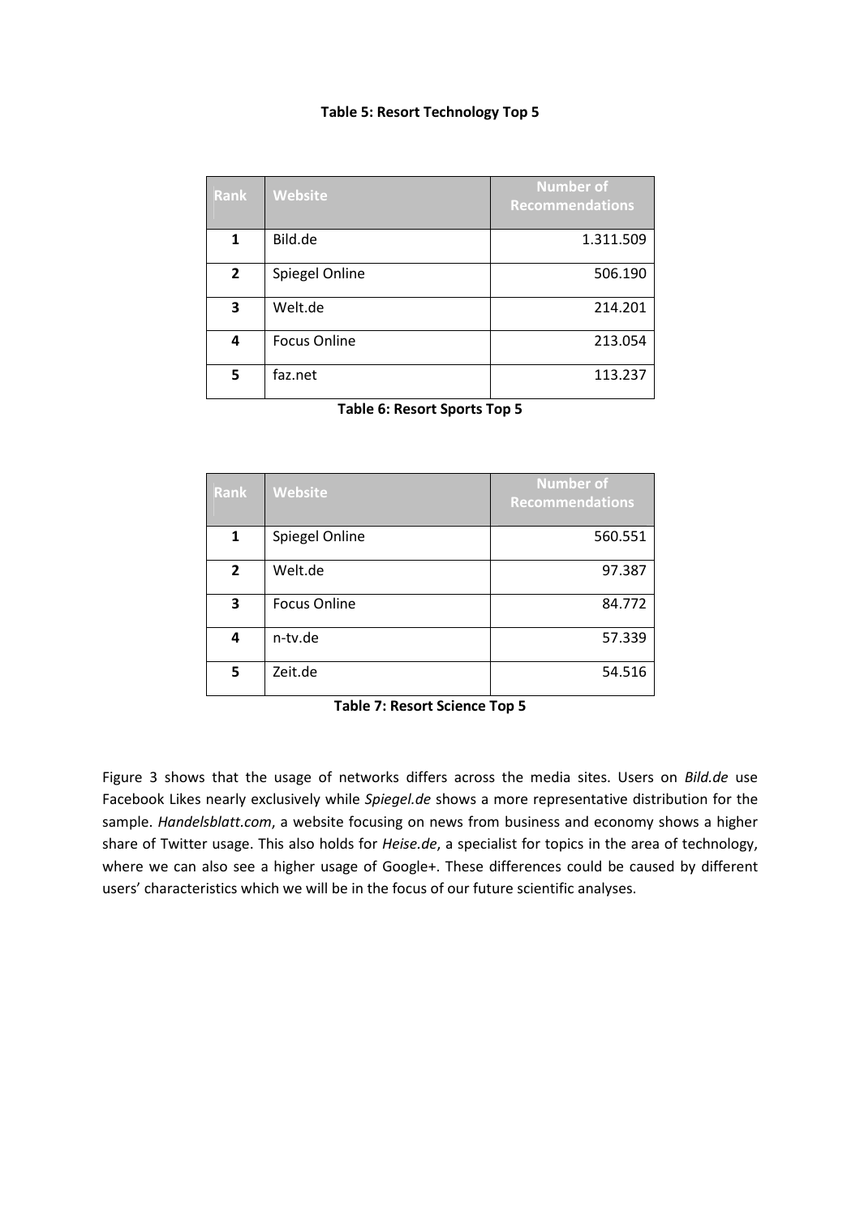**Table 5: Resort Technology Top 5**

| Rank | Website | Number of Recommendations |
|---|---|---|
| 1 | Bild.de | 1.311.509 |
| 2 | Spiegel Online | 506.190 |
| 3 | Welt.de | 214.201 |
| 4 | Focus Online | 213.054 |
| 5 | faz.net | 113.237 |

**Table 6: Resort Sports Top 5**

| Rank | Website | Number of Recommendations |
|---|---|---|
| 1 | Spiegel Online | 560.551 |
| 2 | Welt.de | 97.387 |
| 3 | Focus Online | 84.772 |
| 4 | n-tv.de | 57.339 |
| 5 | Zeit.de | 54.516 |

**Table 7: Resort Science Top 5**

Figure 3 shows that the usage of networks differs across the media sites. Users on *Bild.de* use Facebook Likes nearly exclusively while *Spiegel.de* shows a more representative distribution for the sample. *Handelsblatt.com*, a website focusing on news from business and economy shows a higher share of Twitter usage. This also holds for *Heise.de*, a specialist for topics in the area of technology, where we can also see a higher usage of Google+. These differences could be caused by different users' characteristics which we will be in the focus of our future scientific analyses.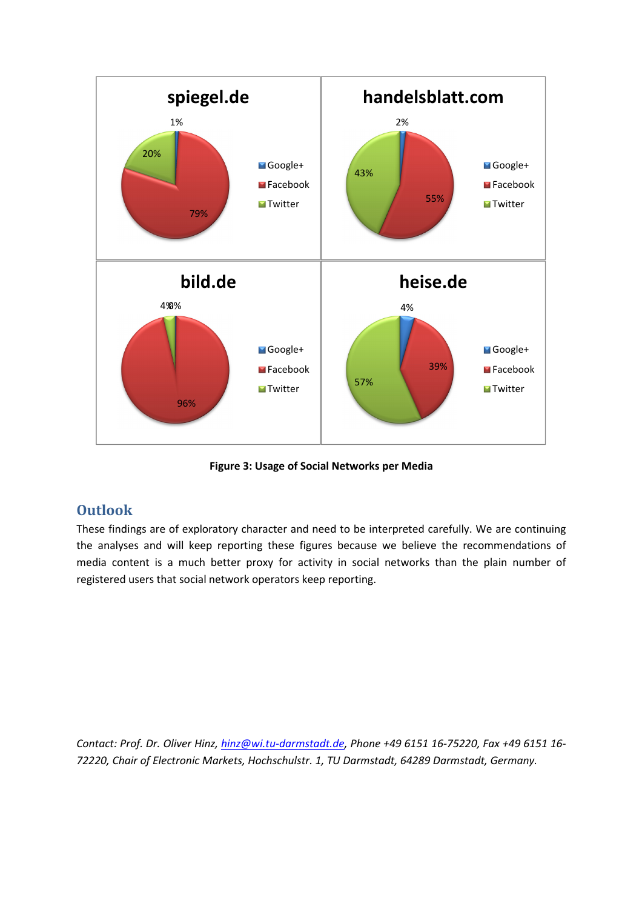spiegel.de

1%

20%

79%

Google+
Facebook
Twitter

handelsblatt.com

2%

43%

55%

Google+
Facebook
Twitter

bild.de

4%0%

96%

Google+
Facebook
Twitter

heise.de

4%

39%

57%

Google+
Facebook
Twitter

**Figure 3: Usage of Social Networks per Media**

## Outlook

These findings are of exploratory character and need to be interpreted carefully. We are continuing the analyses and will keep reporting these figures because we believe the recommendations of media content is a much better proxy for activity in social networks than the plain number of registered users that social network operators keep reporting.

*Contact: Prof. Dr. Oliver Hinz, hinz@wi.tu-darmstadt.de, Phone +49 6151 16-75220, Fax +49 6151 16-72220, Chair of Electronic Markets, Hochschulstr. 1, TU Darmstadt, 64289 Darmstadt, Germany.*